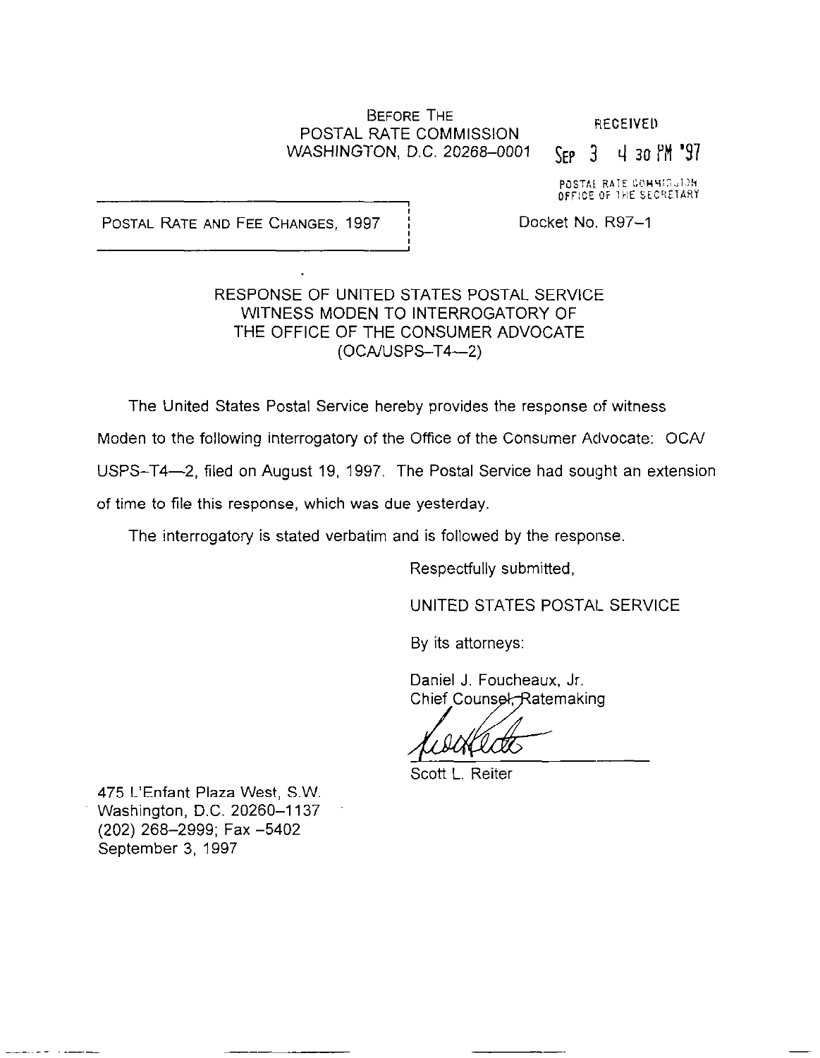BEFORE THE
POSTAL RATE COMMISSION
WASHINGTON, D.C. 20268-0001

RECEIVED
SEP 3 4 30 PM '97
POSTAL RATE COMMISSION
OFFICE OF THE SECRETARY

POSTAL RATE AND FEE CHANGES, 1997

Docket No. R97-1

RESPONSE OF UNITED STATES POSTAL SERVICE
WITNESS MODEN TO INTERROGATORY OF
THE OFFICE OF THE CONSUMER ADVOCATE
(OCA/USPS-T4-2)

The United States Postal Service hereby provides the response of witness Moden to the following interrogatory of the Office of the Consumer Advocate: OCA/USPS-T4-2, filed on August 19, 1997. The Postal Service had sought an extension of time to file this response, which was due yesterday.

The interrogatory is stated verbatim and is followed by the response.

Respectfully submitted,

UNITED STATES POSTAL SERVICE

By its attorneys:

Daniel J. Foucheaux, Jr.
Chief Counsel, Ratemaking

Scott L. Reiter

475 L'Enfant Plaza West, S.W.
Washington, D.C. 20260-1137
(202) 268-2999; Fax -5402
September 3, 1997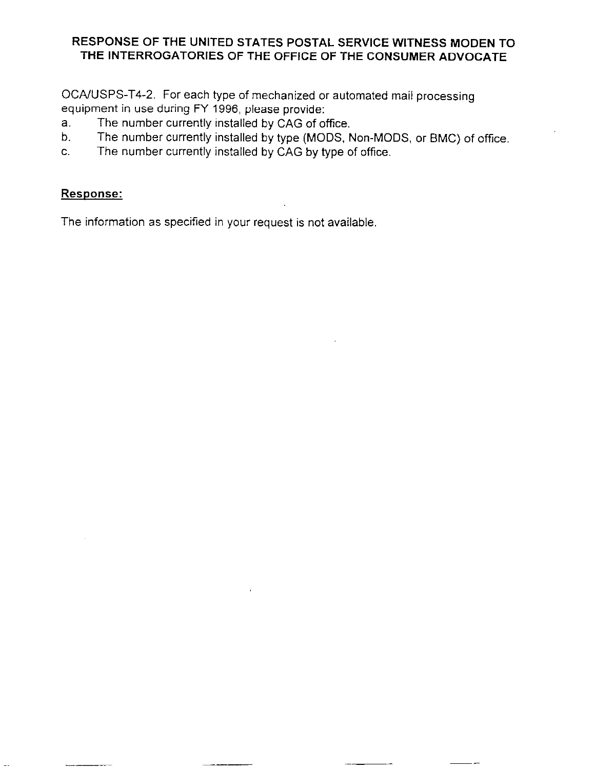**RESPONSE OF THE UNITED STATES POSTAL SERVICE WITNESS MODEN TO THE INTERROGATORIES OF THE OFFICE OF THE CONSUMER ADVOCATE**

OCA/USPS-T4-2. For each type of mechanized or automated mail processing equipment in use during FY 1996, please provide:

a. The number currently installed by CAG of office.

b. The number currently installed by type (MODS, Non-MODS, or BMC) of office.

c. The number currently installed by CAG by type of office.

**Response:**

The information as specified in your request is not available.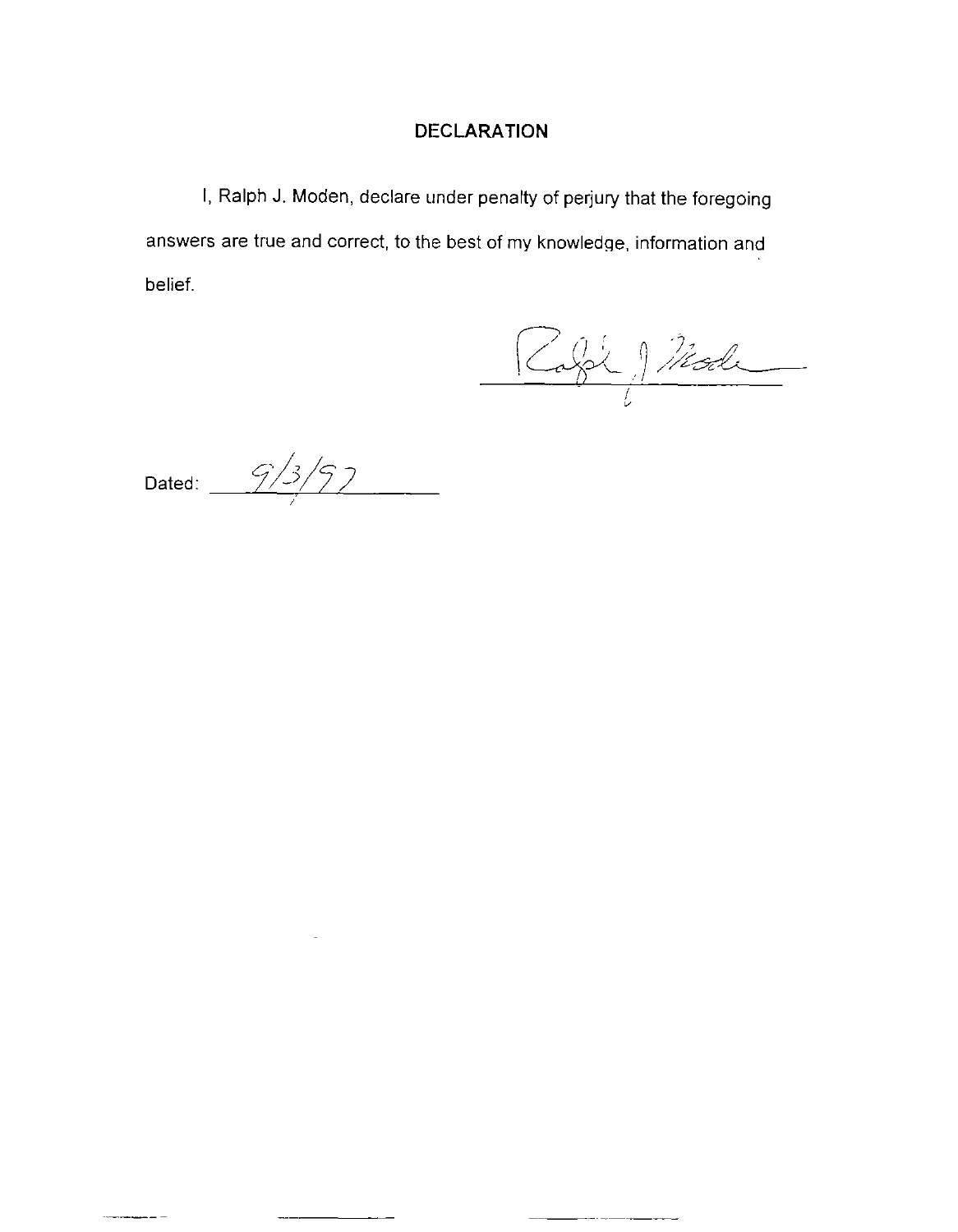# DECLARATION

I, Ralph J. Moden, declare under penalty of perjury that the foregoing answers are true and correct, to the best of my knowledge, information and belief.

Ralph J Moden

Dated: 9/3/97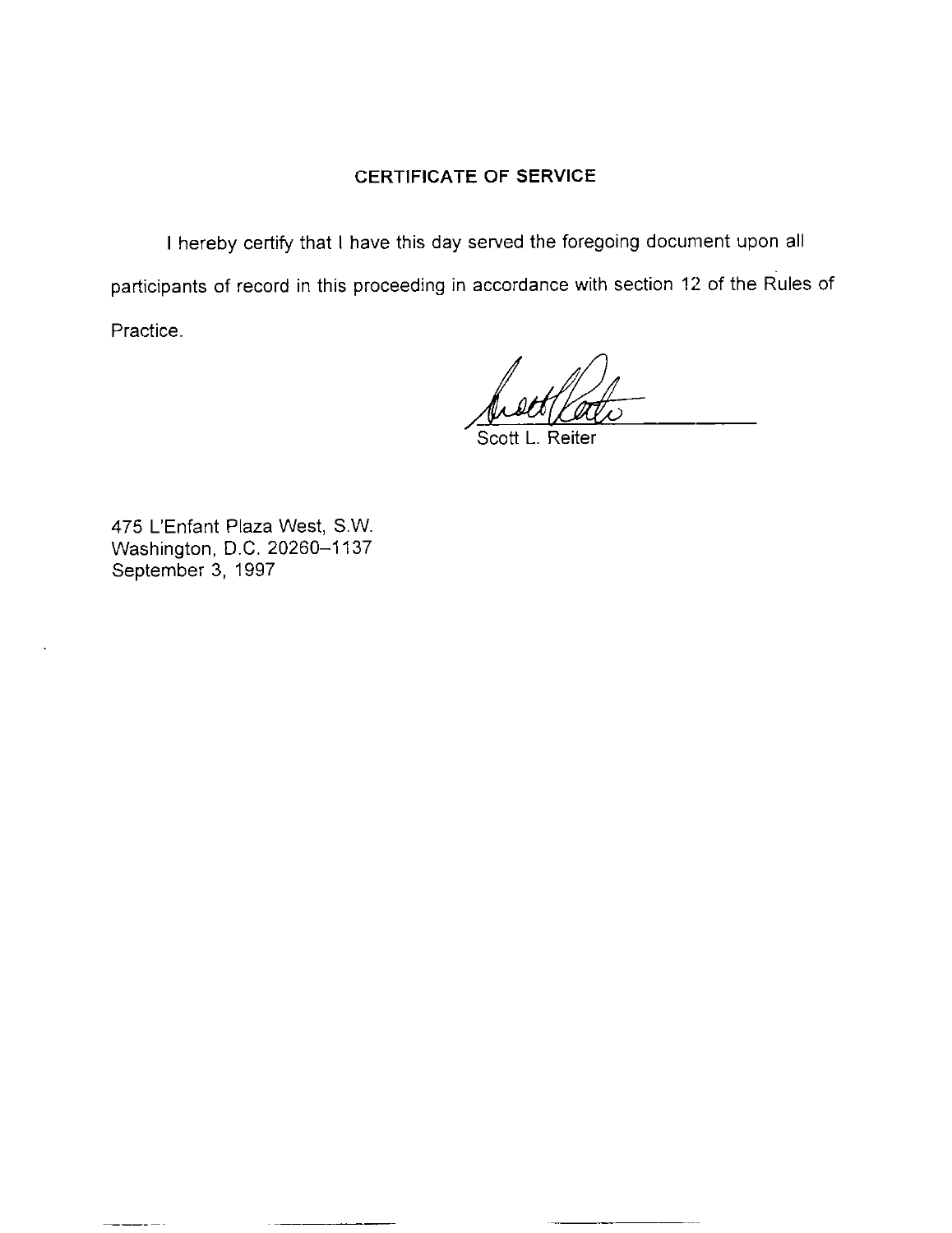## CERTIFICATE OF SERVICE

I hereby certify that I have this day served the foregoing document upon all participants of record in this proceeding in accordance with section 12 of the Rules of Practice.

Scott L. Reiter

475 L'Enfant Plaza West, S.W.
Washington, D.C. 20260–1137
September 3, 1997